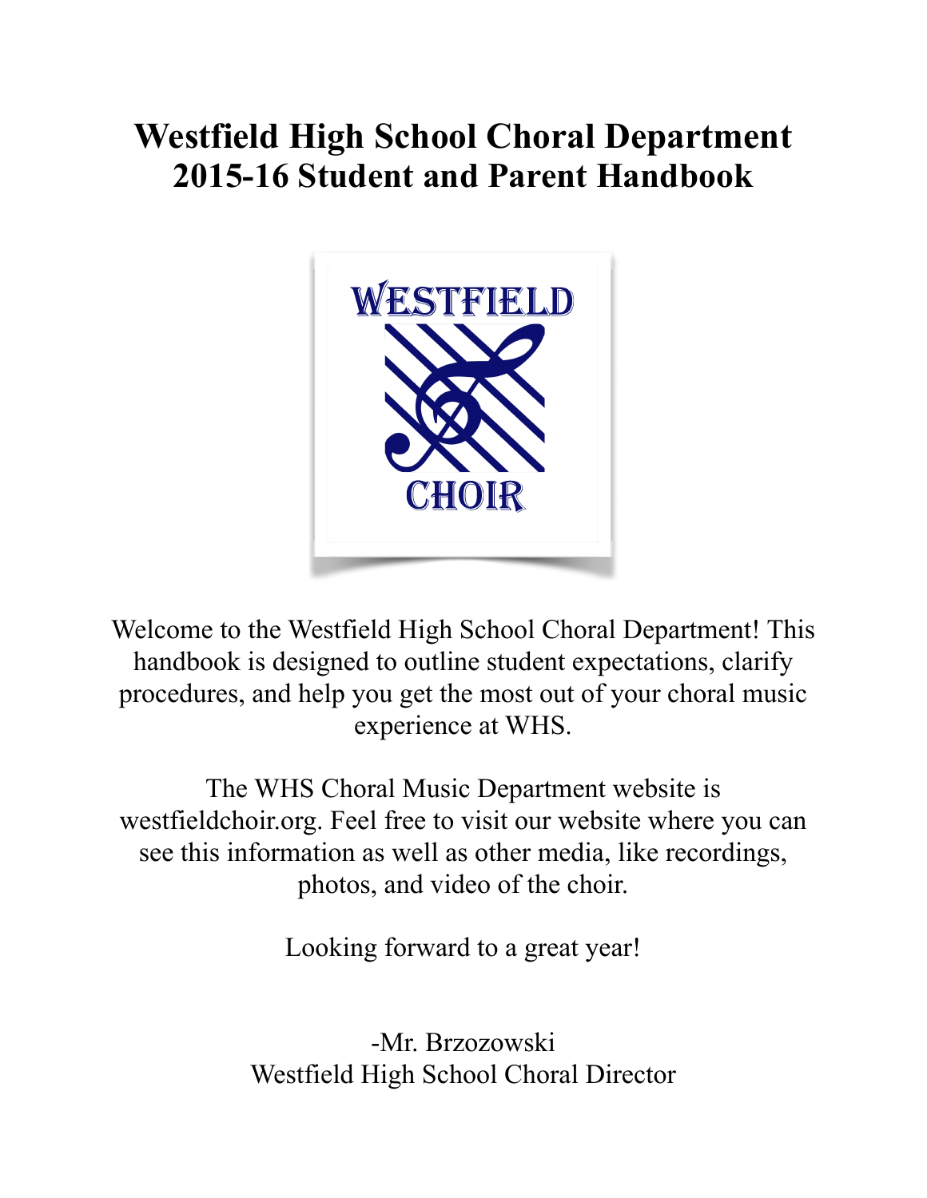# Westfield High School Choral Department 2015-16 Student and Parent Handbook

Welcome to the Westfield High School Choral Department! This handbook is designed to outline student expectations, clarify procedures, and help you get the most out of your choral music experience at WHS.

The WHS Choral Music Department website is westfieldchoir.org. Feel free to visit our website where you can see this information as well as other media, like recordings, photos, and video of the choir.

Looking forward to a great year!

-Mr. Brzozowski
Westfield High School Choral Director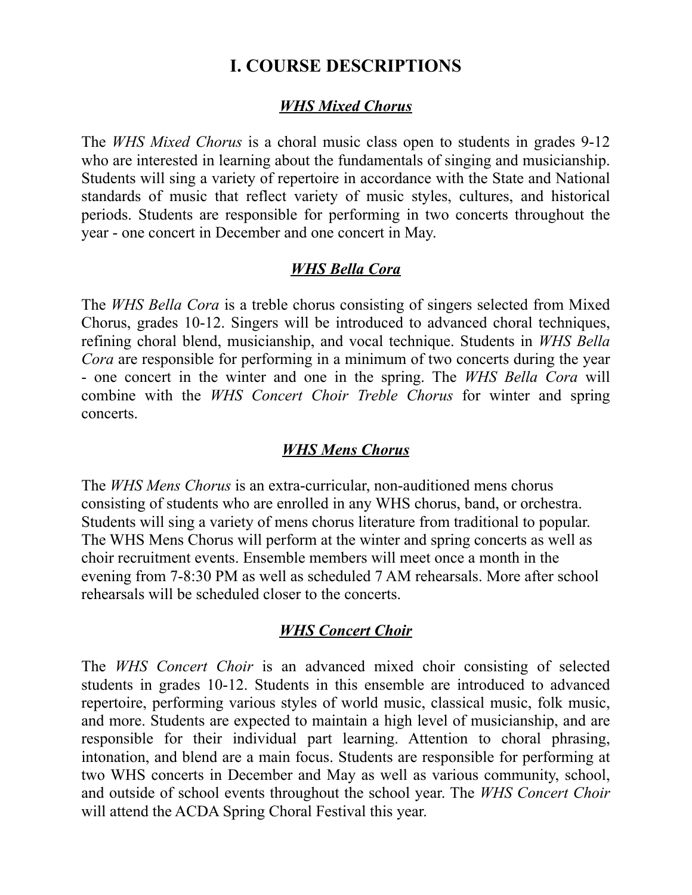# I. COURSE DESCRIPTIONS

## ***WHS Mixed Chorus***

The *WHS Mixed Chorus* is a choral music class open to students in grades 9-12 who are interested in learning about the fundamentals of singing and musicianship. Students will sing a variety of repertoire in accordance with the State and National standards of music that reflect variety of music styles, cultures, and historical periods. Students are responsible for performing in two concerts throughout the year - one concert in December and one concert in May.

## ***WHS Bella Cora***

The *WHS Bella Cora* is a treble chorus consisting of singers selected from Mixed Chorus, grades 10-12. Singers will be introduced to advanced choral techniques, refining choral blend, musicianship, and vocal technique. Students in *WHS Bella Cora* are responsible for performing in a minimum of two concerts during the year - one concert in the winter and one in the spring. The *WHS Bella Cora* will combine with the *WHS Concert Choir Treble Chorus* for winter and spring concerts.

## ***WHS Mens Chorus***

The *WHS Mens Chorus* is an extra-curricular, non-auditioned mens chorus consisting of students who are enrolled in any WHS chorus, band, or orchestra. Students will sing a variety of mens chorus literature from traditional to popular. The WHS Mens Chorus will perform at the winter and spring concerts as well as choir recruitment events. Ensemble members will meet once a month in the evening from 7-8:30 PM as well as scheduled 7 AM rehearsals. More after school rehearsals will be scheduled closer to the concerts.

## ***WHS Concert Choir***

The *WHS Concert Choir* is an advanced mixed choir consisting of selected students in grades 10-12. Students in this ensemble are introduced to advanced repertoire, performing various styles of world music, classical music, folk music, and more. Students are expected to maintain a high level of musicianship, and are responsible for their individual part learning. Attention to choral phrasing, intonation, and blend are a main focus. Students are responsible for performing at two WHS concerts in December and May as well as various community, school, and outside of school events throughout the school year. The *WHS Concert Choir* will attend the ACDA Spring Choral Festival this year.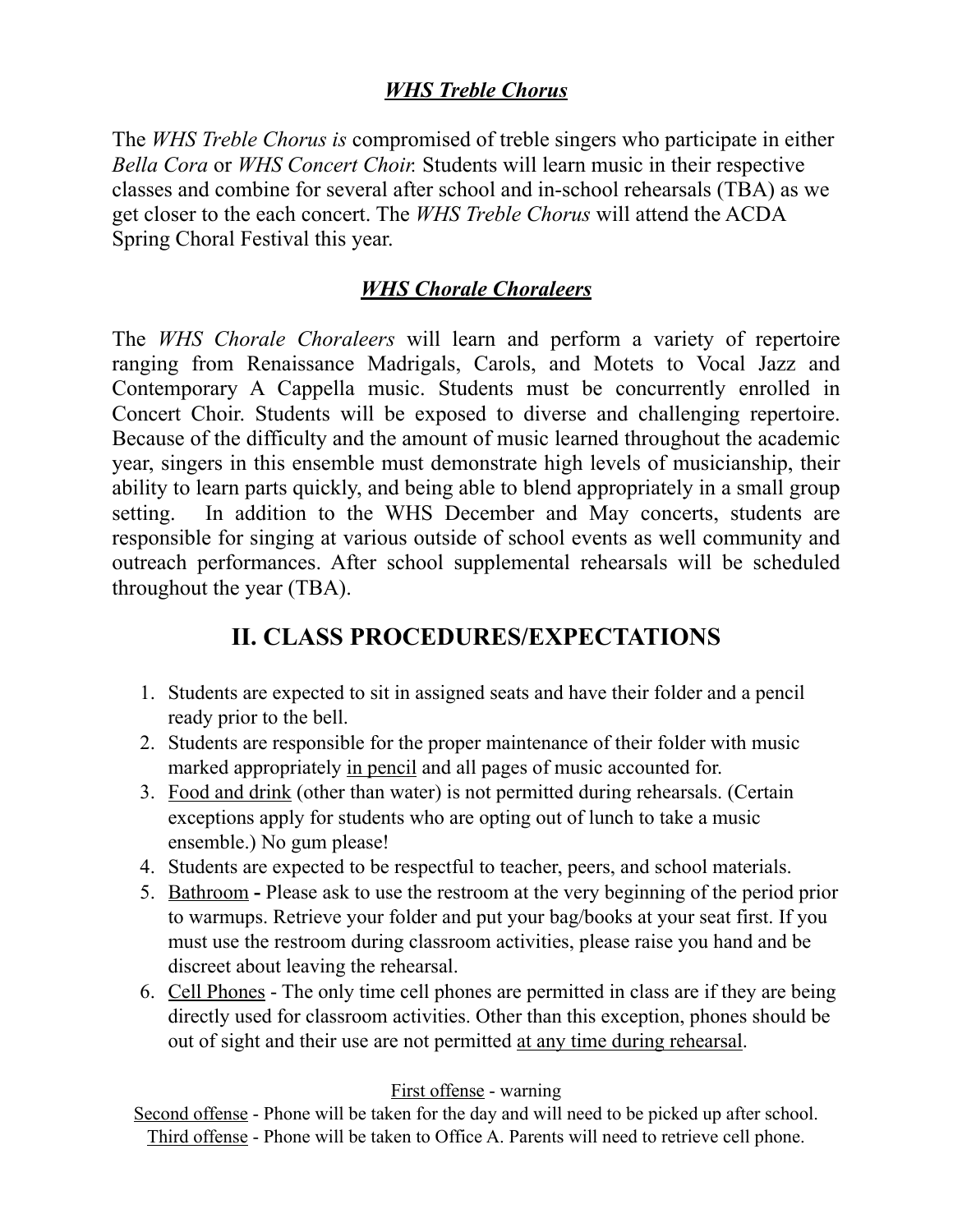### ***WHS Treble Chorus***

The *WHS Treble Chorus is* compromised of treble singers who participate in either *Bella Cora* or *WHS Concert Choir.* Students will learn music in their respective classes and combine for several after school and in-school rehearsals (TBA) as we get closer to the each concert. The *WHS Treble Chorus* will attend the ACDA Spring Choral Festival this year.

### ***WHS Chorale Choraleers***

The *WHS Chorale Choraleers* will learn and perform a variety of repertoire ranging from Renaissance Madrigals, Carols, and Motets to Vocal Jazz and Contemporary A Cappella music. Students must be concurrently enrolled in Concert Choir. Students will be exposed to diverse and challenging repertoire. Because of the difficulty and the amount of music learned throughout the academic year, singers in this ensemble must demonstrate high levels of musicianship, their ability to learn parts quickly, and being able to blend appropriately in a small group setting. In addition to the WHS December and May concerts, students are responsible for singing at various outside of school events as well community and outreach performances. After school supplemental rehearsals will be scheduled throughout the year (TBA).

## II. CLASS PROCEDURES/EXPECTATIONS

1. Students are expected to sit in assigned seats and have their folder and a pencil ready prior to the bell.
2. Students are responsible for the proper maintenance of their folder with music marked appropriately <u>in pencil</u> and all pages of music accounted for.
3. <u>Food and drink</u> (other than water) is not permitted during rehearsals. (Certain exceptions apply for students who are opting out of lunch to take a music ensemble.) No gum please!
4. Students are expected to be respectful to teacher, peers, and school materials.
5. <u>Bathroom</u> **-** Please ask to use the restroom at the very beginning of the period prior to warmups. Retrieve your folder and put your bag/books at your seat first. If you must use the restroom during classroom activities, please raise you hand and be discreet about leaving the rehearsal.
6. <u>Cell Phones</u> - The only time cell phones are permitted in class are if they are being directly used for classroom activities. Other than this exception, phones should be out of sight and their use are not permitted <u>at any time during rehearsal</u>.

<u>First offense</u> - warning

<u>Second offense</u> - Phone will be taken for the day and will need to be picked up after school.

<u>Third offense</u> - Phone will be taken to Office A. Parents will need to retrieve cell phone.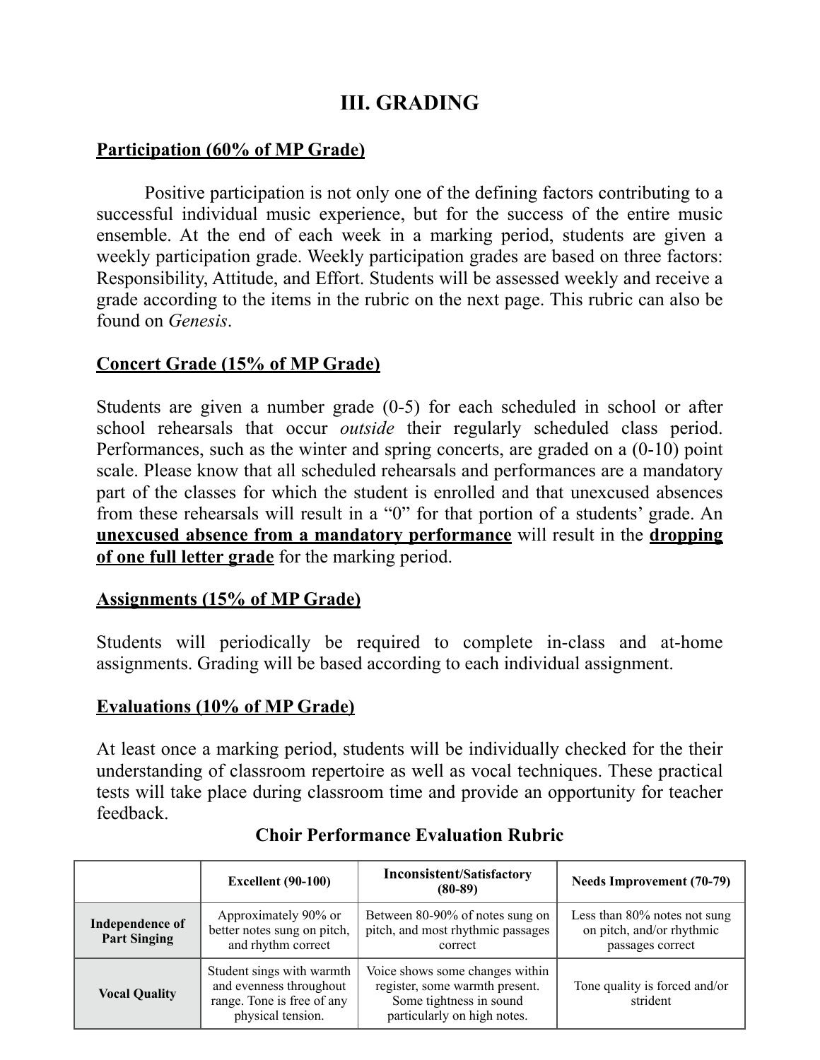# III. GRADING

**<u>Participation (60% of MP Grade)</u>**

Positive participation is not only one of the defining factors contributing to a successful individual music experience, but for the success of the entire music ensemble. At the end of each week in a marking period, students are given a weekly participation grade. Weekly participation grades are based on three factors: Responsibility, Attitude, and Effort. Students will be assessed weekly and receive a grade according to the items in the rubric on the next page. This rubric can also be found on *Genesis*.

**<u>Concert Grade (15% of MP Grade)</u>**

Students are given a number grade (0-5) for each scheduled in school or after school rehearsals that occur *outside* their regularly scheduled class period. Performances, such as the winter and spring concerts, are graded on a (0-10) point scale. Please know that all scheduled rehearsals and performances are a mandatory part of the classes for which the student is enrolled and that unexcused absences from these rehearsals will result in a "0" for that portion of a students' grade. An **<u>unexcused absence from a mandatory performance</u>** will result in the **<u>dropping of one full letter grade</u>** for the marking period.

**<u>Assignments (15% of MP Grade)</u>**

Students will periodically be required to complete in-class and at-home assignments. Grading will be based according to each individual assignment.

**<u>Evaluations (10% of MP Grade)</u>**

At least once a marking period, students will be individually checked for the their understanding of classroom repertoire as well as vocal techniques. These practical tests will take place during classroom time and provide an opportunity for teacher feedback.

**Choir Performance Evaluation Rubric**

| | Excellent (90-100) | Inconsistent/Satisfactory (80-89) | Needs Improvement (70-79) |
|---|---|---|---|
| **Independence of Part Singing** | Approximately 90% or better notes sung on pitch, and rhythm correct | Between 80-90% of notes sung on pitch, and most rhythmic passages correct | Less than 80% notes not sung on pitch, and/or rhythmic passages correct |
| **Vocal Quality** | Student sings with warmth and evenness throughout range. Tone is free of any physical tension. | Voice shows some changes within register, some warmth present. Some tightness in sound particularly on high notes. | Tone quality is forced and/or strident |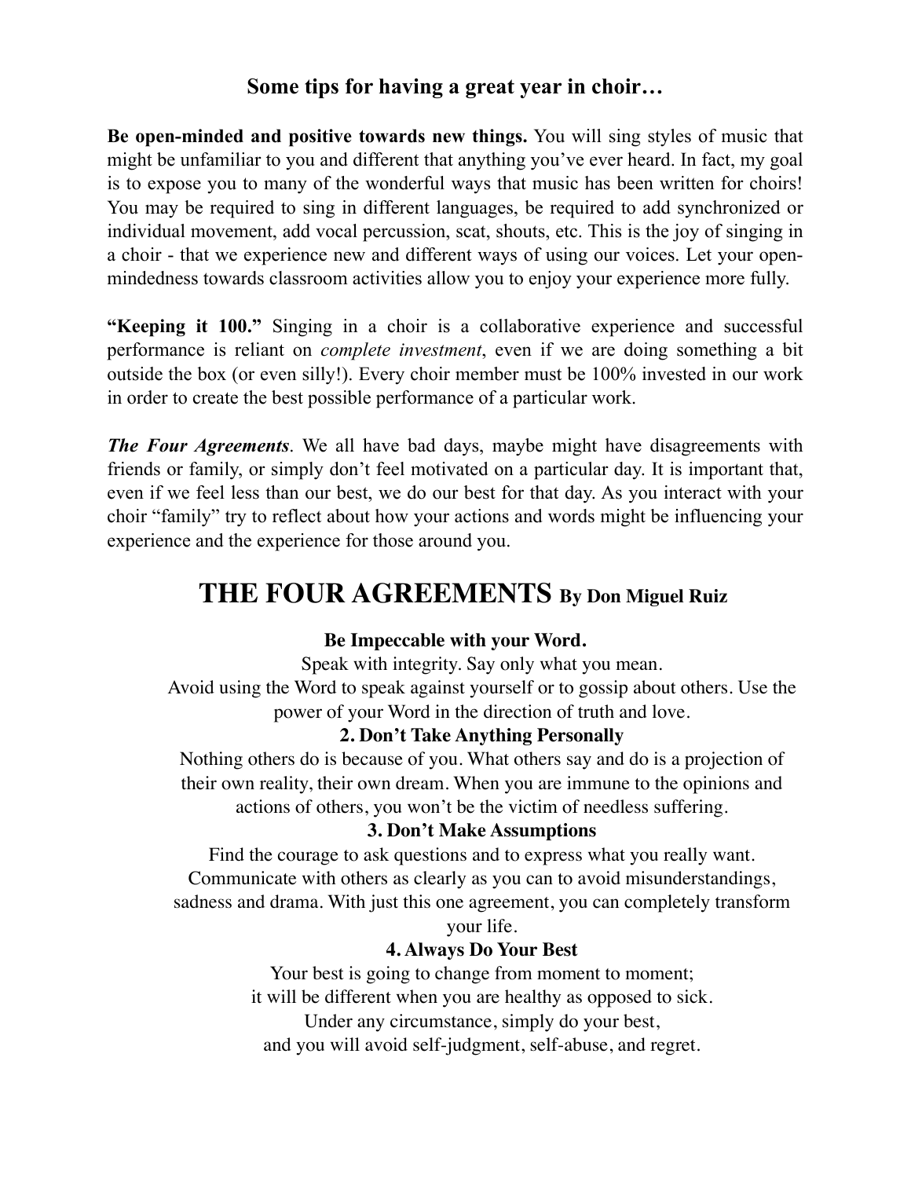### Some tips for having a great year in choir…

**Be open-minded and positive towards new things.** You will sing styles of music that might be unfamiliar to you and different that anything you've ever heard. In fact, my goal is to expose you to many of the wonderful ways that music has been written for choirs! You may be required to sing in different languages, be required to add synchronized or individual movement, add vocal percussion, scat, shouts, etc. This is the joy of singing in a choir - that we experience new and different ways of using our voices. Let your open-mindedness towards classroom activities allow you to enjoy your experience more fully.

**"Keeping it 100."** Singing in a choir is a collaborative experience and successful performance is reliant on *complete investment*, even if we are doing something a bit outside the box (or even silly!). Every choir member must be 100% invested in our work in order to create the best possible performance of a particular work.

***The Four Agreements***. We all have bad days, maybe might have disagreements with friends or family, or simply don't feel motivated on a particular day. It is important that, even if we feel less than our best, we do our best for that day. As you interact with your choir "family" try to reflect about how your actions and words might be influencing your experience and the experience for those around you.

## THE FOUR AGREEMENTS By Don Miguel Ruiz

**Be Impeccable with your Word.**

Speak with integrity. Say only what you mean.
Avoid using the Word to speak against yourself or to gossip about others. Use the power of your Word in the direction of truth and love.

**2. Don't Take Anything Personally**

Nothing others do is because of you. What others say and do is a projection of their own reality, their own dream. When you are immune to the opinions and actions of others, you won't be the victim of needless suffering.

**3. Don't Make Assumptions**

Find the courage to ask questions and to express what you really want. Communicate with others as clearly as you can to avoid misunderstandings, sadness and drama. With just this one agreement, you can completely transform your life.

**4. Always Do Your Best**

Your best is going to change from moment to moment;
it will be different when you are healthy as opposed to sick.
Under any circumstance, simply do your best,
and you will avoid self-judgment, self-abuse, and regret.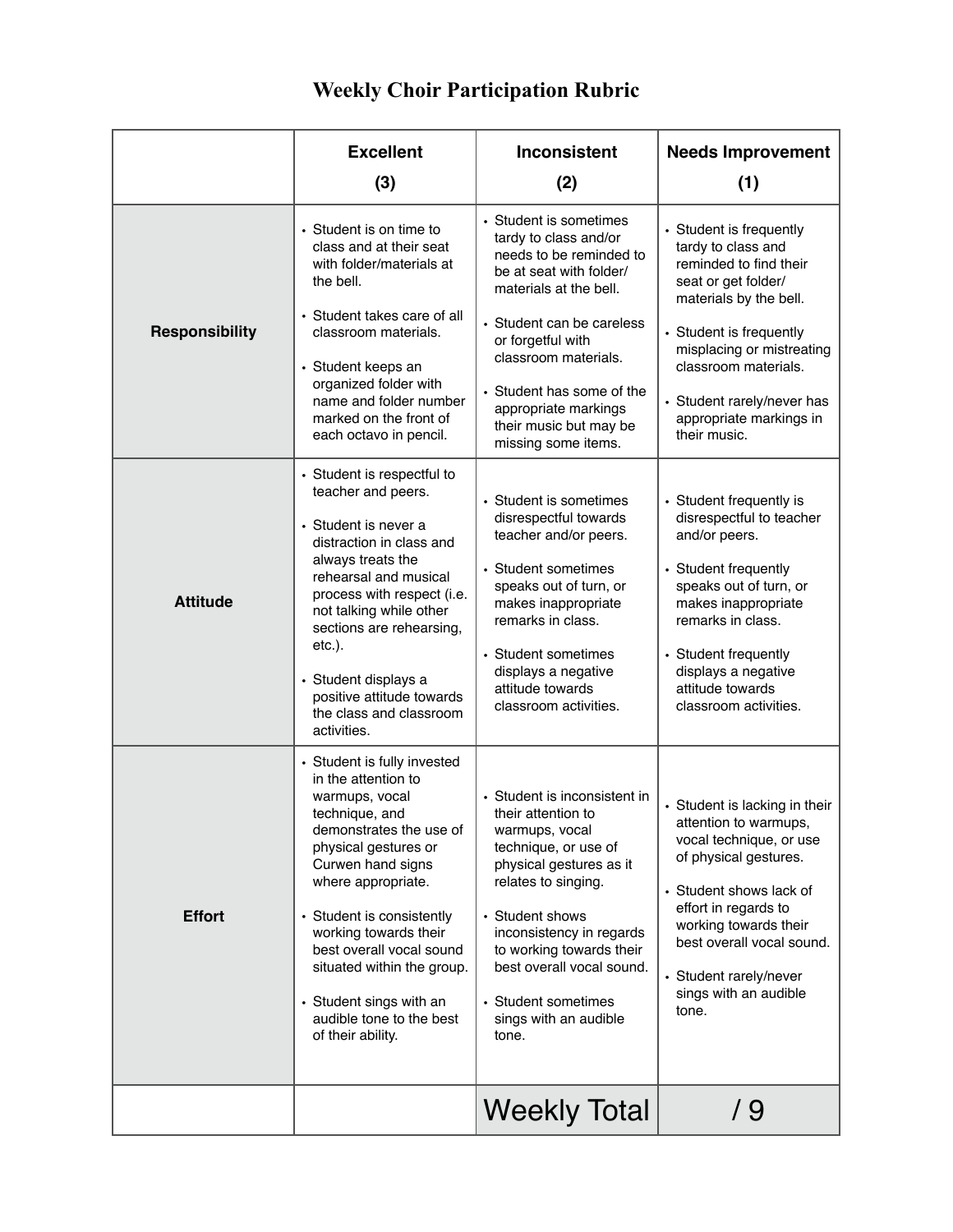# Weekly Choir Participation Rubric

| | Excellent (3) | Inconsistent (2) | Needs Improvement (1) |
|---|---|---|---|
| **Responsibility** | • Student is on time to class and at their seat with folder/materials at the bell.<br><br>• Student takes care of all classroom materials.<br><br>• Student keeps an organized folder with name and folder number marked on the front of each octavo in pencil. | • Student is sometimes tardy to class and/or needs to be reminded to be at seat with folder/ materials at the bell.<br><br>• Student can be careless or forgetful with classroom materials.<br><br>• Student has some of the appropriate markings their music but may be missing some items. | • Student is frequently tardy to class and reminded to find their seat or get folder/ materials by the bell.<br><br>• Student is frequently misplacing or mistreating classroom materials.<br><br>• Student rarely/never has appropriate markings in their music. |
| **Attitude** | • Student is respectful to teacher and peers.<br><br>• Student is never a distraction in class and always treats the rehearsal and musical process with respect (i.e. not talking while other sections are rehearsing, etc.).<br><br>• Student displays a positive attitude towards the class and classroom activities. | • Student is sometimes disrespectful towards teacher and/or peers.<br><br>• Student sometimes speaks out of turn, or makes inappropriate remarks in class.<br><br>• Student sometimes displays a negative attitude towards classroom activities. | • Student frequently is disrespectful to teacher and/or peers.<br><br>• Student frequently speaks out of turn, or makes inappropriate remarks in class.<br><br>• Student frequently displays a negative attitude towards classroom activities. |
| **Effort** | • Student is fully invested in the attention to warmups, vocal technique, and demonstrates the use of physical gestures or Curwen hand signs where appropriate.<br><br>• Student is consistently working towards their best overall vocal sound situated within the group.<br><br>• Student sings with an audible tone to the best of their ability. | • Student is inconsistent in their attention to warmups, vocal technique, or use of physical gestures as it relates to singing.<br><br>• Student shows inconsistency in regards to working towards their best overall vocal sound.<br><br>• Student sometimes sings with an audible tone. | • Student is lacking in their attention to warmups, vocal technique, or use of physical gestures.<br><br>• Student shows lack of effort in regards to working towards their best overall vocal sound.<br><br>• Student rarely/never sings with an audible tone. |
| | | Weekly Total | / 9 |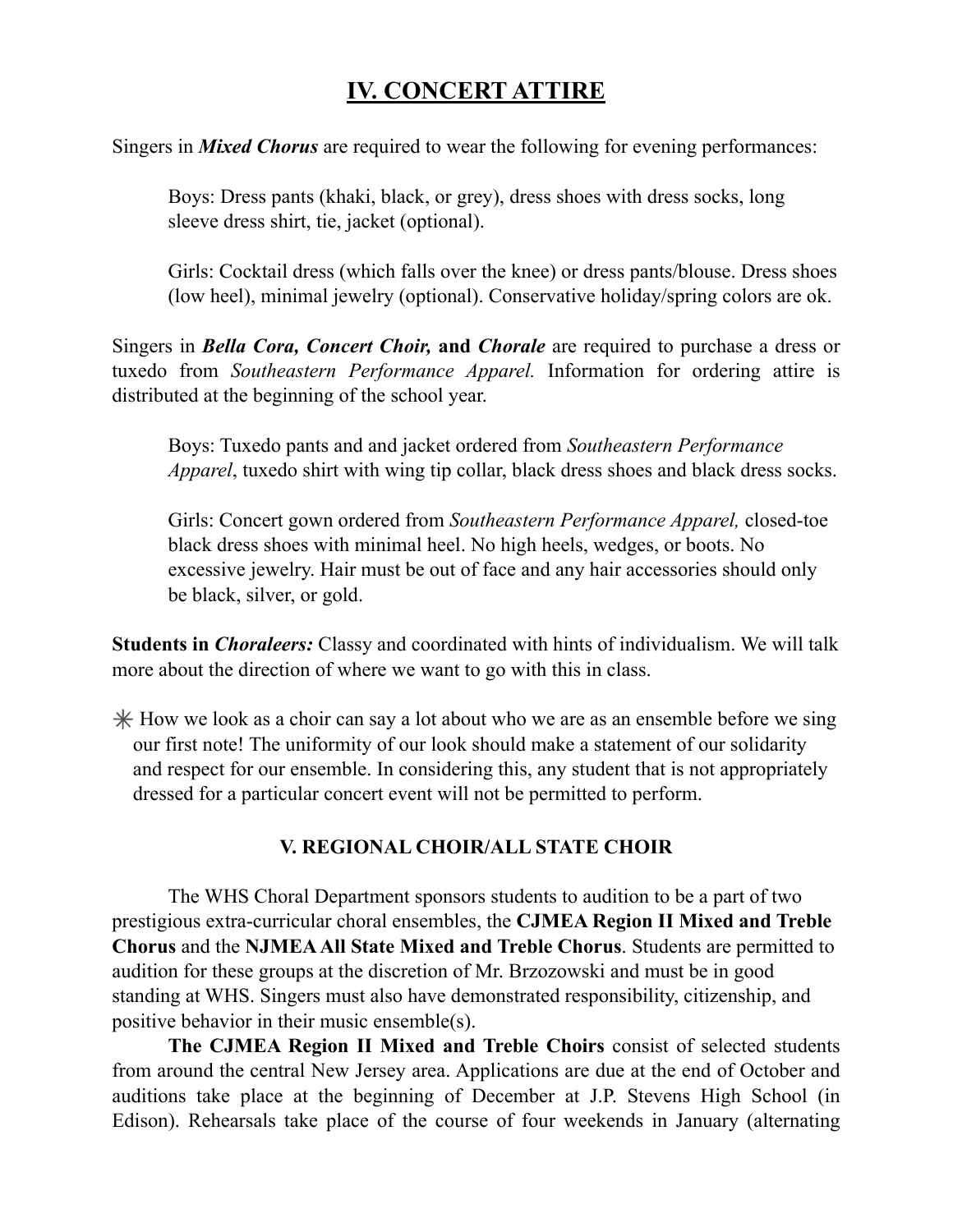## IV. CONCERT ATTIRE

Singers in ***Mixed Chorus*** are required to wear the following for evening performances:

> Boys: Dress pants (khaki, black, or grey), dress shoes with dress socks, long sleeve dress shirt, tie, jacket (optional).
>
> Girls: Cocktail dress (which falls over the knee) or dress pants/blouse. Dress shoes (low heel), minimal jewelry (optional). Conservative holiday/spring colors are ok.

Singers in ***Bella Cora, Concert Choir,* and *Chorale*** are required to purchase a dress or tuxedo from *Southeastern Performance Apparel.* Information for ordering attire is distributed at the beginning of the school year.

> Boys: Tuxedo pants and and jacket ordered from *Southeastern Performance Apparel*, tuxedo shirt with wing tip collar, black dress shoes and black dress socks.
>
> Girls: Concert gown ordered from *Southeastern Performance Apparel,* closed-toe black dress shoes with minimal heel. No high heels, wedges, or boots. No excessive jewelry. Hair must be out of face and any hair accessories should only be black, silver, or gold.

**Students in *Choraleers:*** Classy and coordinated with hints of individualism. We will talk more about the direction of where we want to go with this in class.

✳ How we look as a choir can say a lot about who we are as an ensemble before we sing our first note! The uniformity of our look should make a statement of our solidarity and respect for our ensemble. In considering this, any student that is not appropriately dressed for a particular concert event will not be permitted to perform.

### V. REGIONAL CHOIR/ALL STATE CHOIR

The WHS Choral Department sponsors students to audition to be a part of two prestigious extra-curricular choral ensembles, the **CJMEA Region II Mixed and Treble Chorus** and the **NJMEA All State Mixed and Treble Chorus**. Students are permitted to audition for these groups at the discretion of Mr. Brzozowski and must be in good standing at WHS. Singers must also have demonstrated responsibility, citizenship, and positive behavior in their music ensemble(s).

**The CJMEA Region II Mixed and Treble Choirs** consist of selected students from around the central New Jersey area. Applications are due at the end of October and auditions take place at the beginning of December at J.P. Stevens High School (in Edison). Rehearsals take place of the course of four weekends in January (alternating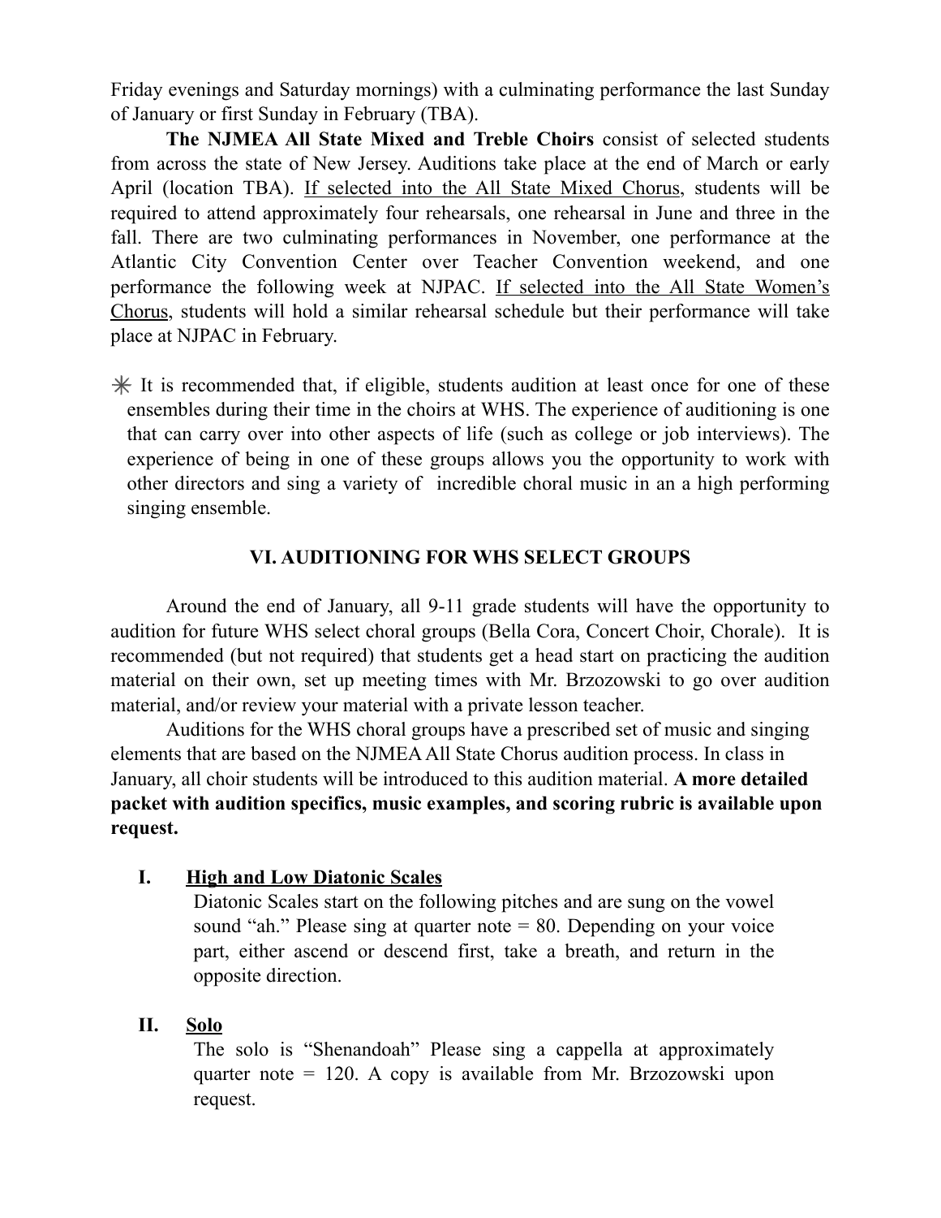Friday evenings and Saturday mornings) with a culminating performance the last Sunday of January or first Sunday in February (TBA).

**The NJMEA All State Mixed and Treble Choirs** consist of selected students from across the state of New Jersey. Auditions take place at the end of March or early April (location TBA). <u>If selected into the All State Mixed Chorus</u>, students will be required to attend approximately four rehearsals, one rehearsal in June and three in the fall. There are two culminating performances in November, one performance at the Atlantic City Convention Center over Teacher Convention weekend, and one performance the following week at NJPAC. <u>If selected into the All State Women's Chorus</u>, students will hold a similar rehearsal schedule but their performance will take place at NJPAC in February.

✳ It is recommended that, if eligible, students audition at least once for one of these ensembles during their time in the choirs at WHS. The experience of auditioning is one that can carry over into other aspects of life (such as college or job interviews). The experience of being in one of these groups allows you the opportunity to work with other directors and sing a variety of  incredible choral music in an a high performing singing ensemble.

## VI. AUDITIONING FOR WHS SELECT GROUPS

Around the end of January, all 9-11 grade students will have the opportunity to audition for future WHS select choral groups (Bella Cora, Concert Choir, Chorale).  It is recommended (but not required) that students get a head start on practicing the audition material on their own, set up meeting times with Mr. Brzozowski to go over audition material, and/or review your material with a private lesson teacher.

Auditions for the WHS choral groups have a prescribed set of music and singing elements that are based on the NJMEA All State Chorus audition process. In class in January, all choir students will be introduced to this audition material. **A more detailed packet with audition specifics, music examples, and scoring rubric is available upon request.**

I. **<u>High and Low Diatonic Scales</u>**

   Diatonic Scales start on the following pitches and are sung on the vowel sound "ah." Please sing at quarter note = 80. Depending on your voice part, either ascend or descend first, take a breath, and return in the opposite direction.

II. **<u>Solo</u>**

   The solo is "Shenandoah" Please sing a cappella at approximately quarter note = 120. A copy is available from Mr. Brzozowski upon request.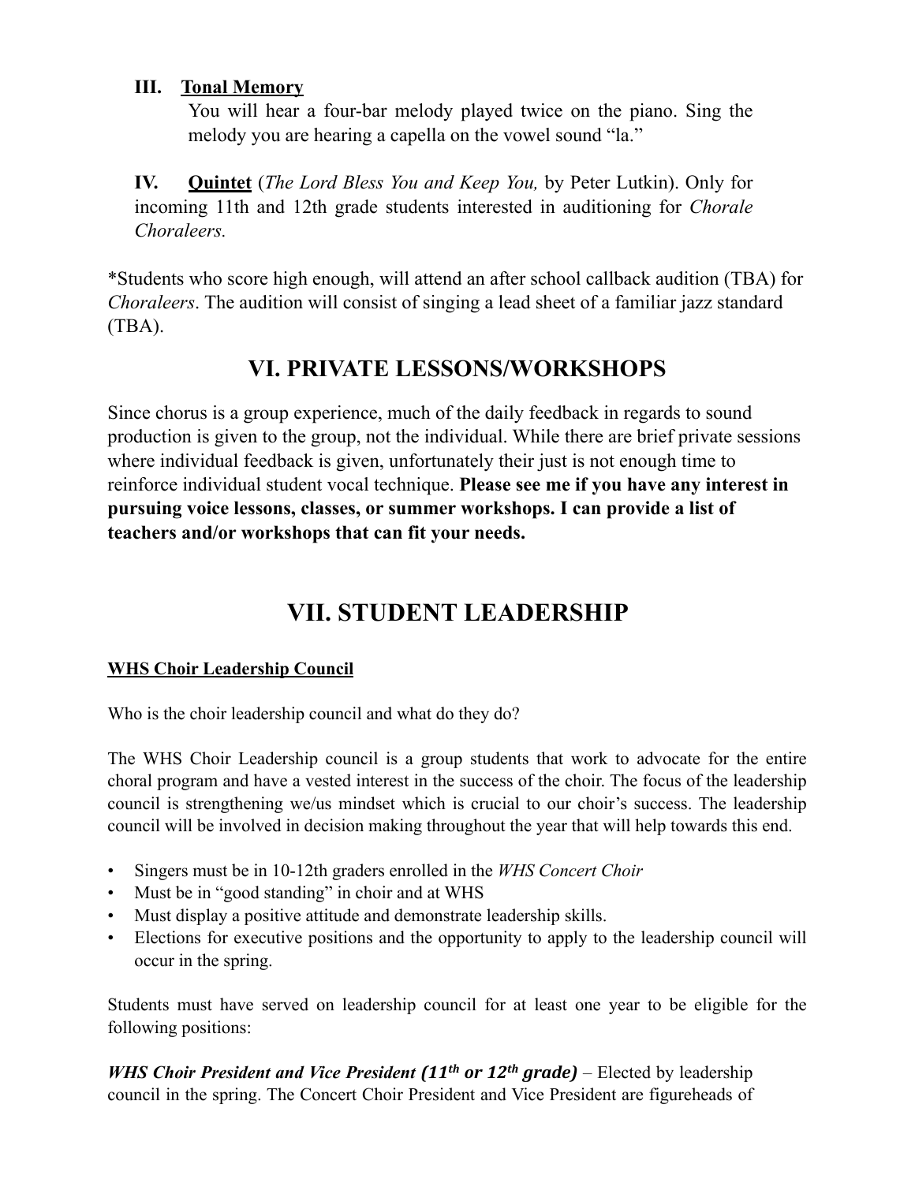**III. <u>Tonal Memory</u>**

You will hear a four-bar melody played twice on the piano. Sing the melody you are hearing a capella on the vowel sound "la."

**IV. <u>Quintet</u>** (*The Lord Bless You and Keep You,* by Peter Lutkin). Only for incoming 11th and 12th grade students interested in auditioning for *Chorale Choraleers.*

*Students who score high enough, will attend an after school callback audition (TBA) for *Choraleers*. The audition will consist of singing a lead sheet of a familiar jazz standard (TBA).

# VI. PRIVATE LESSONS/WORKSHOPS

Since chorus is a group experience, much of the daily feedback in regards to sound production is given to the group, not the individual. While there are brief private sessions where individual feedback is given, unfortunately their just is not enough time to reinforce individual student vocal technique. **Please see me if you have any interest in pursuing voice lessons, classes, or summer workshops. I can provide a list of teachers and/or workshops that can fit your needs.**

# VII. STUDENT LEADERSHIP

**<u>WHS Choir Leadership Council</u>**

Who is the choir leadership council and what do they do?

The WHS Choir Leadership council is a group students that work to advocate for the entire choral program and have a vested interest in the success of the choir. The focus of the leadership council is strengthening we/us mindset which is crucial to our choir's success. The leadership council will be involved in decision making throughout the year that will help towards this end.

- Singers must be in 10-12th graders enrolled in the *WHS Concert Choir*
- Must be in "good standing" in choir and at WHS
- Must display a positive attitude and demonstrate leadership skills.
- Elections for executive positions and the opportunity to apply to the leadership council will occur in the spring.

Students must have served on leadership council for at least one year to be eligible for the following positions:

***WHS Choir President and Vice President (11th or 12th grade)*** – Elected by leadership council in the spring. The Concert Choir President and Vice President are figureheads of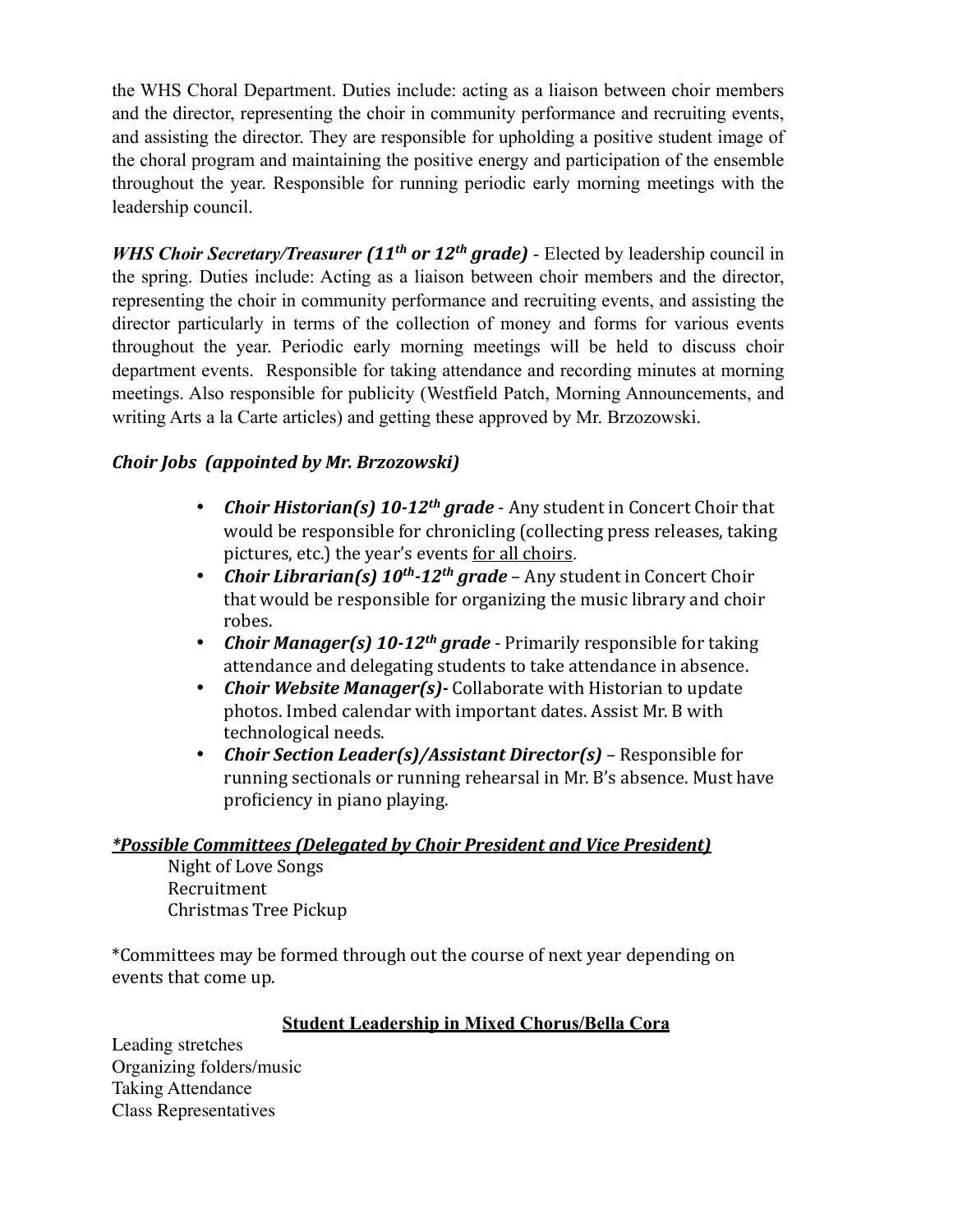the WHS Choral Department. Duties include: acting as a liaison between choir members and the director, representing the choir in community performance and recruiting events, and assisting the director. They are responsible for upholding a positive student image of the choral program and maintaining the positive energy and participation of the ensemble throughout the year. Responsible for running periodic early morning meetings with the leadership council.

***WHS Choir Secretary/Treasurer (11th or 12th grade)*** - Elected by leadership council in the spring. Duties include: Acting as a liaison between choir members and the director, representing the choir in community performance and recruiting events, and assisting the director particularly in terms of the collection of money and forms for various events throughout the year. Periodic early morning meetings will be held to discuss choir department events. Responsible for taking attendance and recording minutes at morning meetings. Also responsible for publicity (Westfield Patch, Morning Announcements, and writing Arts a la Carte articles) and getting these approved by Mr. Brzozowski.

***Choir Jobs (appointed by Mr. Brzozowski)***

- ***Choir Historian(s) 10-12th grade*** - Any student in Concert Choir that would be responsible for chronicling (collecting press releases, taking pictures, etc.) the year's events <u>for all choirs</u>.
- ***Choir Librarian(s) 10th-12th grade*** – Any student in Concert Choir that would be responsible for organizing the music library and choir robes.
- ***Choir Manager(s) 10-12th grade*** - Primarily responsible for taking attendance and delegating students to take attendance in absence.
- ***Choir Website Manager(s)-*** Collaborate with Historian to update photos. Imbed calendar with important dates. Assist Mr. B with technological needs.
- ***Choir Section Leader(s)/Assistant Director(s)*** – Responsible for running sectionals or running rehearsal in Mr. B's absence. Must have proficiency in piano playing.

***<u>*Possible Committees (Delegated by Choir President and Vice President)</u>***

Night of Love Songs
Recruitment
Christmas Tree Pickup

*Committees may be formed through out the course of next year depending on events that come up.

**<u>Student Leadership in Mixed Chorus/Bella Cora</u>**

Leading stretches
Organizing folders/music
Taking Attendance
Class Representatives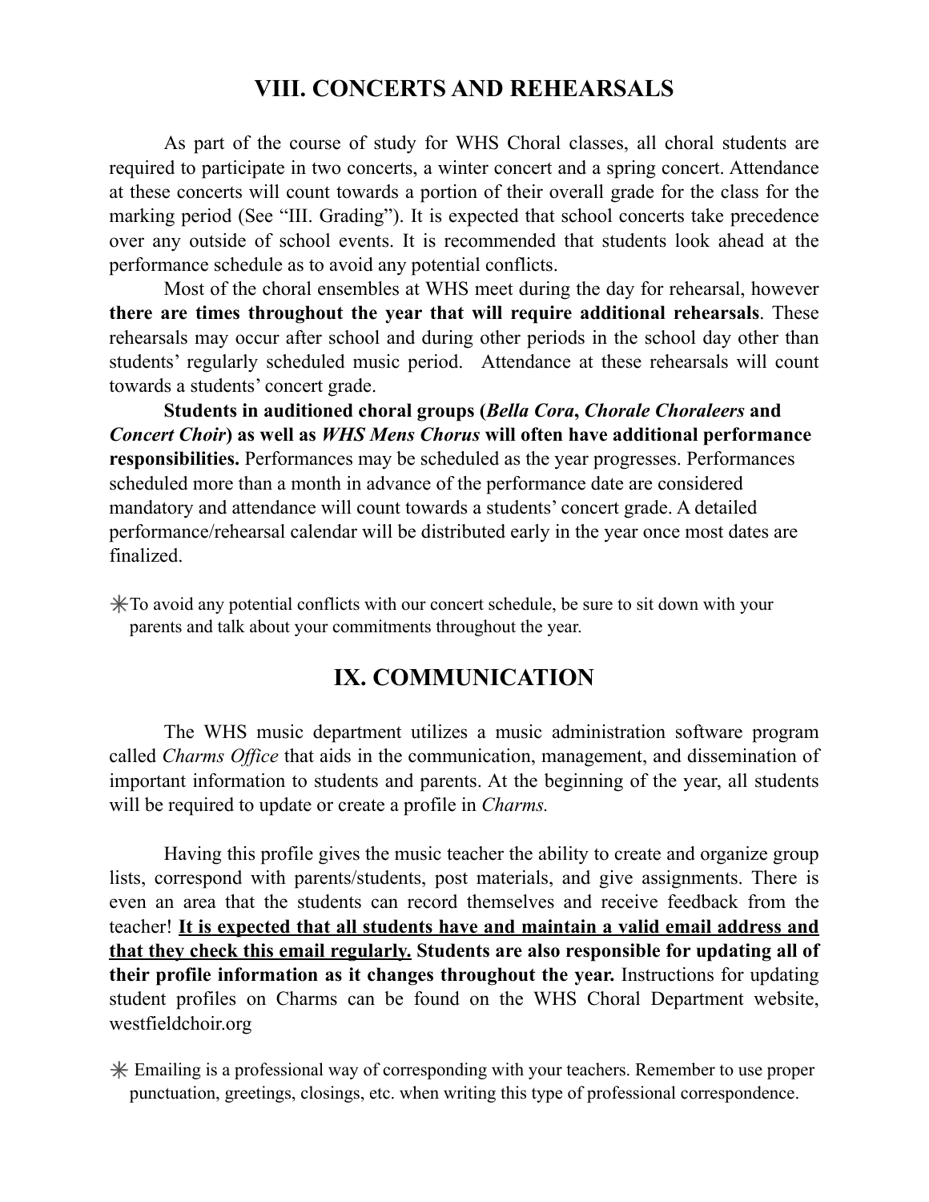## VIII. CONCERTS AND REHEARSALS

As part of the course of study for WHS Choral classes, all choral students are required to participate in two concerts, a winter concert and a spring concert. Attendance at these concerts will count towards a portion of their overall grade for the class for the marking period (See "III. Grading"). It is expected that school concerts take precedence over any outside of school events. It is recommended that students look ahead at the performance schedule as to avoid any potential conflicts.

Most of the choral ensembles at WHS meet during the day for rehearsal, however **there are times throughout the year that will require additional rehearsals**. These rehearsals may occur after school and during other periods in the school day other than students' regularly scheduled music period. Attendance at these rehearsals will count towards a students' concert grade.

**Students in auditioned choral groups (*Bella Cora*, *Chorale Choraleers* and *Concert Choir*) as well as *WHS Mens Chorus* will often have additional performance responsibilities.** Performances may be scheduled as the year progresses. Performances scheduled more than a month in advance of the performance date are considered mandatory and attendance will count towards a students' concert grade. A detailed performance/rehearsal calendar will be distributed early in the year once most dates are finalized.

✳To avoid any potential conflicts with our concert schedule, be sure to sit down with your parents and talk about your commitments throughout the year.

## IX. COMMUNICATION

The WHS music department utilizes a music administration software program called *Charms Office* that aids in the communication, management, and dissemination of important information to students and parents. At the beginning of the year, all students will be required to update or create a profile in *Charms.*

Having this profile gives the music teacher the ability to create and organize group lists, correspond with parents/students, post materials, and give assignments. There is even an area that the students can record themselves and receive feedback from the teacher! <u>**It is expected that all students have and maintain a valid email address and that they check this email regularly.**</u> **Students are also responsible for updating all of their profile information as it changes throughout the year.** Instructions for updating student profiles on Charms can be found on the WHS Choral Department website, westfieldchoir.org

✳ Emailing is a professional way of corresponding with your teachers. Remember to use proper punctuation, greetings, closings, etc. when writing this type of professional correspondence.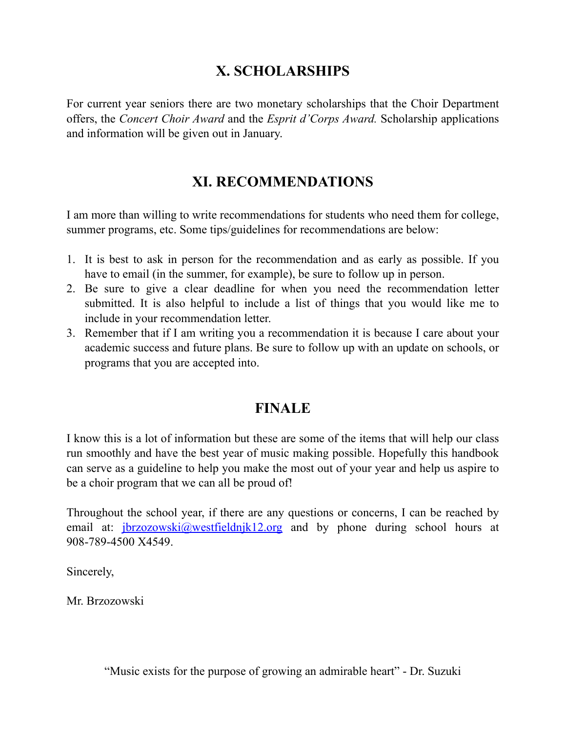## X. SCHOLARSHIPS

For current year seniors there are two monetary scholarships that the Choir Department offers, the *Concert Choir Award* and the *Esprit d'Corps Award.* Scholarship applications and information will be given out in January.

## XI. RECOMMENDATIONS

I am more than willing to write recommendations for students who need them for college, summer programs, etc. Some tips/guidelines for recommendations are below:

1. It is best to ask in person for the recommendation and as early as possible. If you have to email (in the summer, for example), be sure to follow up in person.
2. Be sure to give a clear deadline for when you need the recommendation letter submitted. It is also helpful to include a list of things that you would like me to include in your recommendation letter.
3. Remember that if I am writing you a recommendation it is because I care about your academic success and future plans. Be sure to follow up with an update on schools, or programs that you are accepted into.

## FINALE

I know this is a lot of information but these are some of the items that will help our class run smoothly and have the best year of music making possible. Hopefully this handbook can serve as a guideline to help you make the most out of your year and help us aspire to be a choir program that we can all be proud of!

Throughout the school year, if there are any questions or concerns, I can be reached by email at: jbrzozowski@westfieldnjk12.org and by phone during school hours at 908-789-4500 X4549.

Sincerely,

Mr. Brzozowski

"Music exists for the purpose of growing an admirable heart" - Dr. Suzuki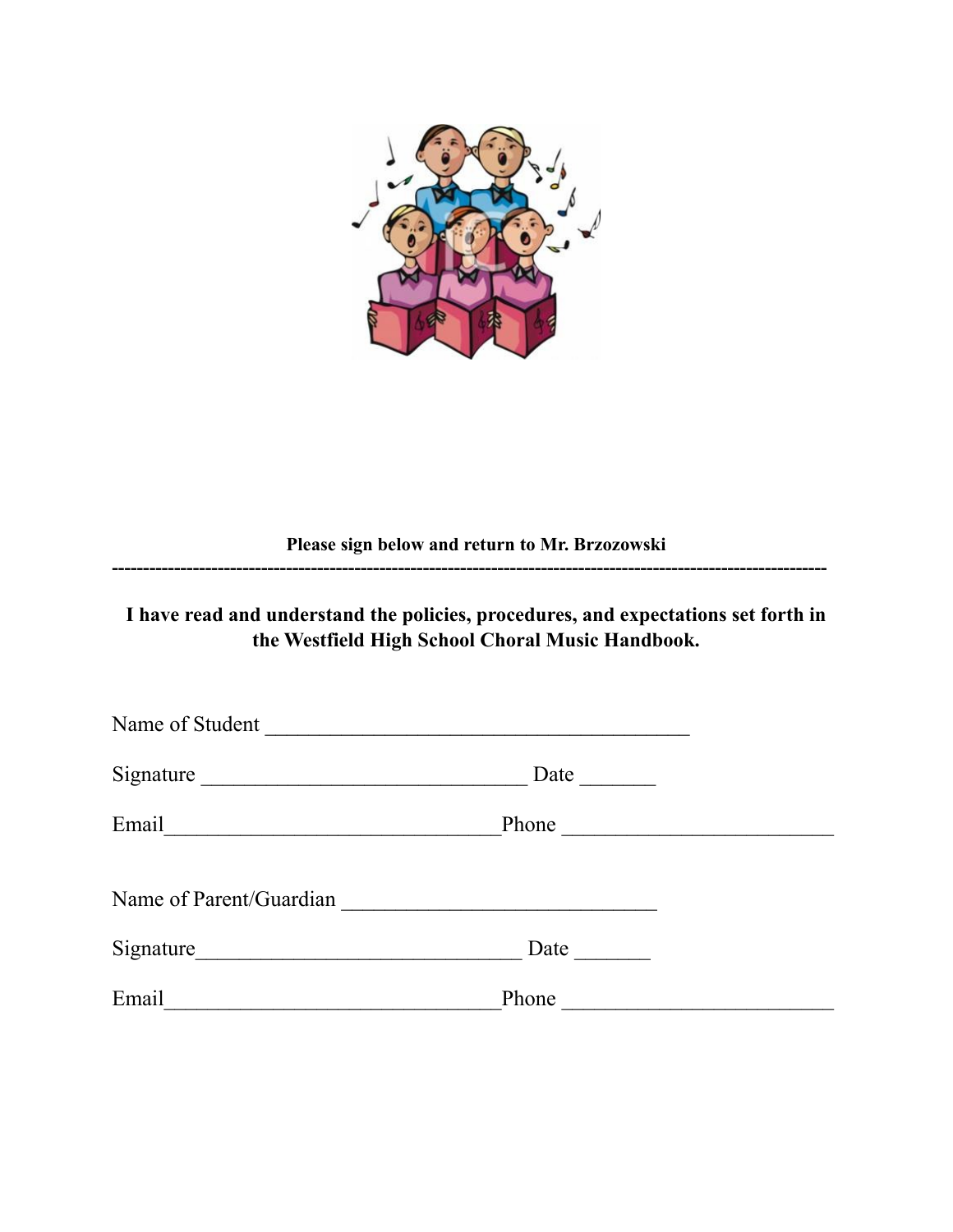**Please sign below and return to Mr. Brzozowski**

---

**I have read and understand the policies, procedures, and expectations set forth in the Westfield High School Choral Music Handbook.**

Name of Student ________________________________________

Signature ______________________________ Date _______

Email_______________________________Phone _________________________

Name of Parent/Guardian _____________________________

Signature______________________________ Date _______

Email_______________________________Phone _________________________